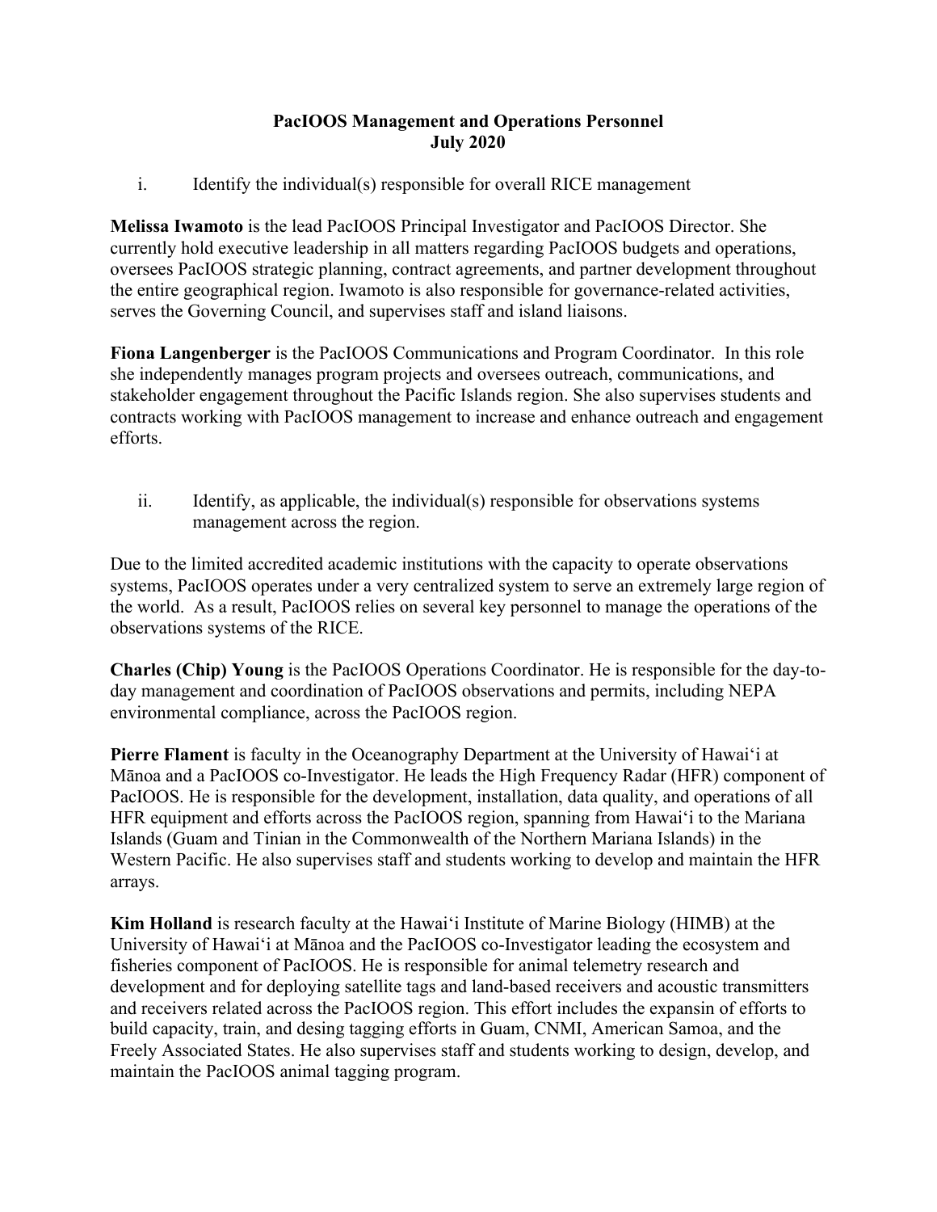**PacIOOS Management and Operations Personnel**
**July 2020**

i. Identify the individual(s) responsible for overall RICE management

**Melissa Iwamoto** is the lead PacIOOS Principal Investigator and PacIOOS Director. She currently hold executive leadership in all matters regarding PacIOOS budgets and operations, oversees PacIOOS strategic planning, contract agreements, and partner development throughout the entire geographical region. Iwamoto is also responsible for governance-related activities, serves the Governing Council, and supervises staff and island liaisons.

**Fiona Langenberger** is the PacIOOS Communications and Program Coordinator. In this role she independently manages program projects and oversees outreach, communications, and stakeholder engagement throughout the Pacific Islands region. She also supervises students and contracts working with PacIOOS management to increase and enhance outreach and engagement efforts.

ii. Identify, as applicable, the individual(s) responsible for observations systems management across the region.

Due to the limited accredited academic institutions with the capacity to operate observations systems, PacIOOS operates under a very centralized system to serve an extremely large region of the world. As a result, PacIOOS relies on several key personnel to manage the operations of the observations systems of the RICE.

**Charles (Chip) Young** is the PacIOOS Operations Coordinator. He is responsible for the day-to-day management and coordination of PacIOOS observations and permits, including NEPA environmental compliance, across the PacIOOS region.

**Pierre Flament** is faculty in the Oceanography Department at the University of Hawaiʻi at Mānoa and a PacIOOS co-Investigator. He leads the High Frequency Radar (HFR) component of PacIOOS. He is responsible for the development, installation, data quality, and operations of all HFR equipment and efforts across the PacIOOS region, spanning from Hawaiʻi to the Mariana Islands (Guam and Tinian in the Commonwealth of the Northern Mariana Islands) in the Western Pacific. He also supervises staff and students working to develop and maintain the HFR arrays.

**Kim Holland** is research faculty at the Hawaiʻi Institute of Marine Biology (HIMB) at the University of Hawaiʻi at Mānoa and the PacIOOS co-Investigator leading the ecosystem and fisheries component of PacIOOS. He is responsible for animal telemetry research and development and for deploying satellite tags and land-based receivers and acoustic transmitters and receivers related across the PacIOOS region. This effort includes the expansin of efforts to build capacity, train, and desing tagging efforts in Guam, CNMI, American Samoa, and the Freely Associated States. He also supervises staff and students working to design, develop, and maintain the PacIOOS animal tagging program.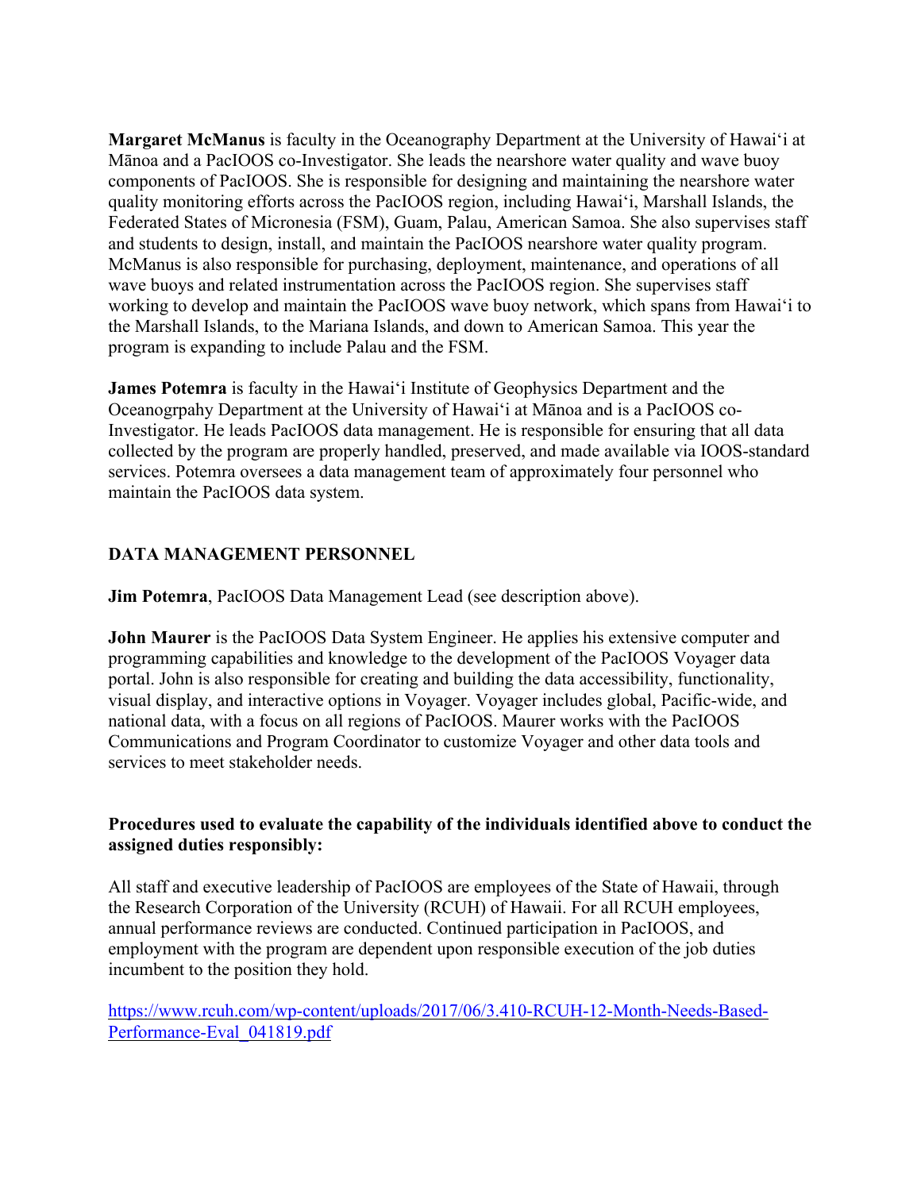**Margaret McManus** is faculty in the Oceanography Department at the University of Hawaiʻi at Mānoa and a PacIOOS co-Investigator. She leads the nearshore water quality and wave buoy components of PacIOOS. She is responsible for designing and maintaining the nearshore water quality monitoring efforts across the PacIOOS region, including Hawaiʻi, Marshall Islands, the Federated States of Micronesia (FSM), Guam, Palau, American Samoa. She also supervises staff and students to design, install, and maintain the PacIOOS nearshore water quality program. McManus is also responsible for purchasing, deployment, maintenance, and operations of all wave buoys and related instrumentation across the PacIOOS region. She supervises staff working to develop and maintain the PacIOOS wave buoy network, which spans from Hawaiʻi to the Marshall Islands, to the Mariana Islands, and down to American Samoa. This year the program is expanding to include Palau and the FSM.

**James Potemra** is faculty in the Hawaiʻi Institute of Geophysics Department and the Oceanogrpahy Department at the University of Hawaiʻi at Mānoa and is a PacIOOS co-Investigator. He leads PacIOOS data management. He is responsible for ensuring that all data collected by the program are properly handled, preserved, and made available via IOOS-standard services. Potemra oversees a data management team of approximately four personnel who maintain the PacIOOS data system.

## DATA MANAGEMENT PERSONNEL

**Jim Potemra**, PacIOOS Data Management Lead (see description above).

**John Maurer** is the PacIOOS Data System Engineer. He applies his extensive computer and programming capabilities and knowledge to the development of the PacIOOS Voyager data portal. John is also responsible for creating and building the data accessibility, functionality, visual display, and interactive options in Voyager. Voyager includes global, Pacific-wide, and national data, with a focus on all regions of PacIOOS. Maurer works with the PacIOOS Communications and Program Coordinator to customize Voyager and other data tools and services to meet stakeholder needs.

**Procedures used to evaluate the capability of the individuals identified above to conduct the assigned duties responsibly:**

All staff and executive leadership of PacIOOS are employees of the State of Hawaii, through the Research Corporation of the University (RCUH) of Hawaii. For all RCUH employees, annual performance reviews are conducted. Continued participation in PacIOOS, and employment with the program are dependent upon responsible execution of the job duties incumbent to the position they hold.

https://www.rcuh.com/wp-content/uploads/2017/06/3.410-RCUH-12-Month-Needs-Based-Performance-Eval_041819.pdf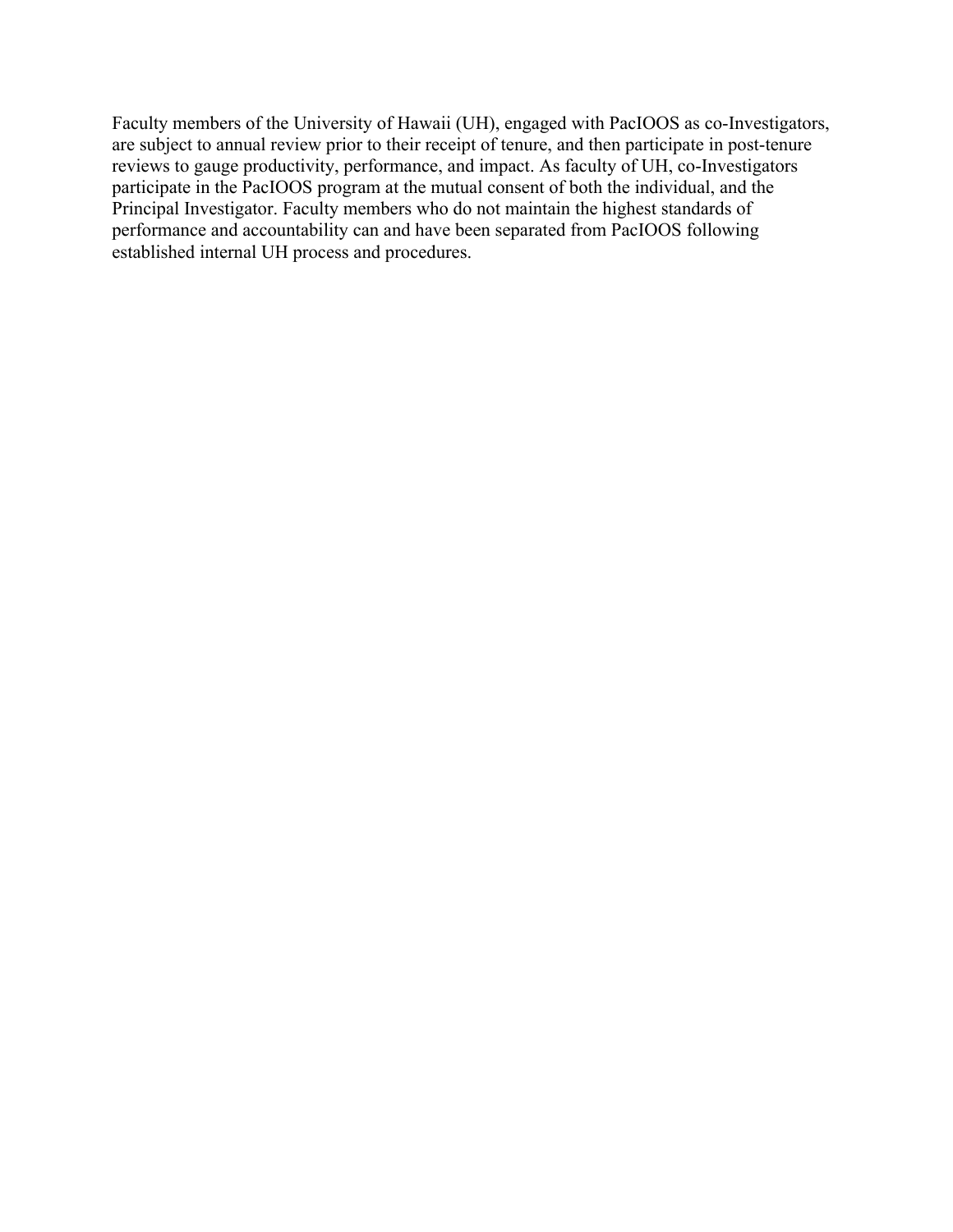Faculty members of the University of Hawaii (UH), engaged with PacIOOS as co-Investigators, are subject to annual review prior to their receipt of tenure, and then participate in post-tenure reviews to gauge productivity, performance, and impact. As faculty of UH, co-Investigators participate in the PacIOOS program at the mutual consent of both the individual, and the Principal Investigator. Faculty members who do not maintain the highest standards of performance and accountability can and have been separated from PacIOOS following established internal UH process and procedures.